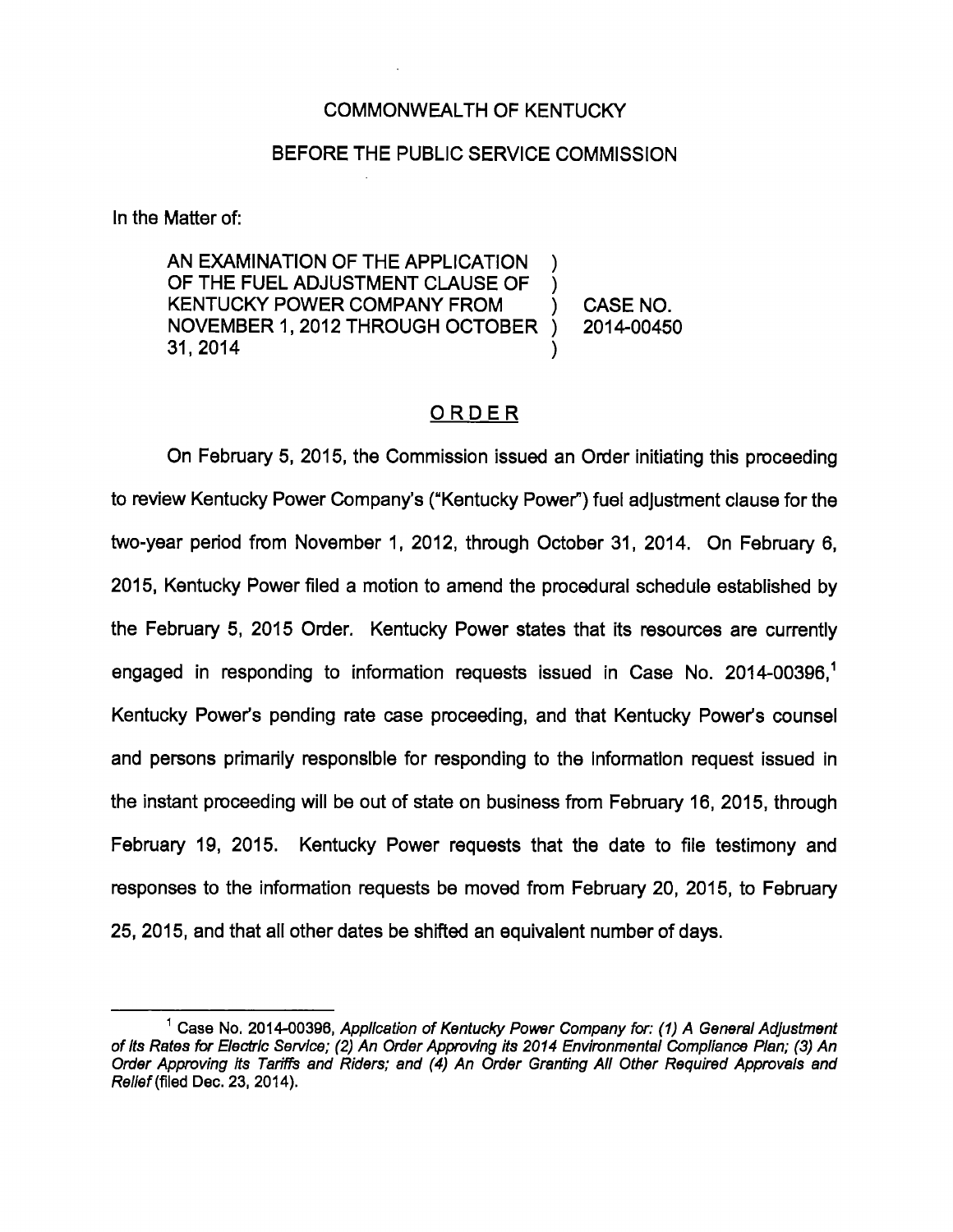COMMONWEALTH OF KENTUCKY

BEFORE THE PUBLIC SERVICE COMMISSION

In the Matter of:

AN EXAMINATION OF THE APPLICATION OF THE FUEL ADJUSTMENT CLAUSE OF KENTUCKY POWER COMPANY FROM NOVEMBER 1, 2012 THROUGH OCTOBER 31, 2014 ) CASE NO. 2014-00450

## ORDER

On February 5, 2015, the Commission issued an Order initiating this proceeding to review Kentucky Power Company's ("Kentucky Power") fuel adjustment clause for the two-year period from November 1, 2012, through October 31, 2014. On February 6, 2015, Kentucky Power filed a motion to amend the procedural schedule established by the February 5, 2015 Order. Kentucky Power states that its resources are currently engaged in responding to information requests issued in Case No. 2014-00396,[1] Kentucky Power's pending rate case proceeding, and that Kentucky Power's counsel and persons primarily responsible for responding to the information request issued in the instant proceeding will be out of state on business from February 16, 2015, through February 19, 2015. Kentucky Power requests that the date to file testimony and responses to the information requests be moved from February 20, 2015, to February 25, 2015, and that all other dates be shifted an equivalent number of days.

[1] Case No. 2014-00396, *Application of Kentucky Power Company for: (1) A General Adjustment of Its Rates for Electric Service; (2) An Order Approving its 2014 Environmental Compliance Plan; (3) An Order Approving Its Tariffs and Riders; and (4) An Order Granting All Other Required Approvals and Relief* (filed Dec. 23, 2014).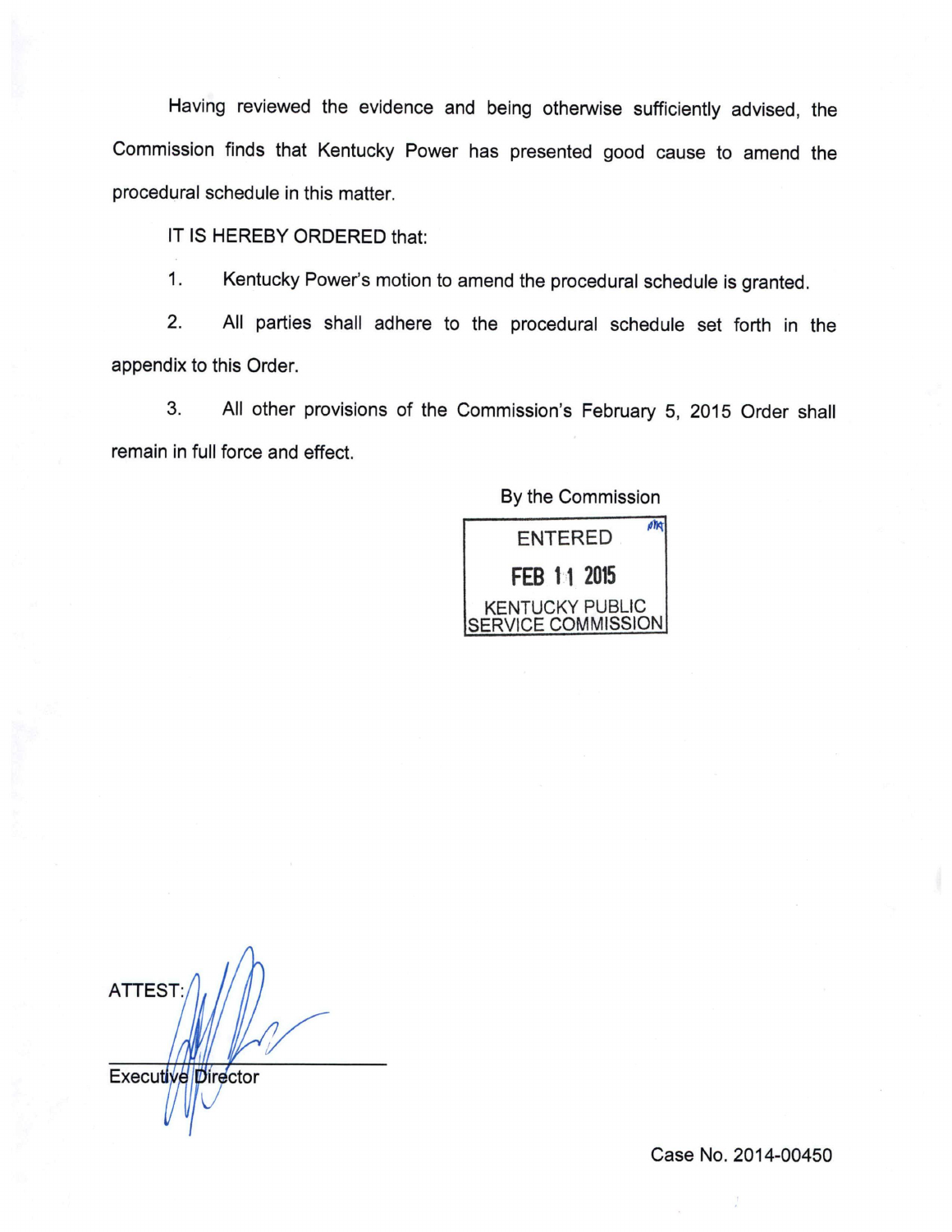Having reviewed the evidence and being otherwise sufficiently advised, the Commission finds that Kentucky Power has presented good cause to amend the procedural schedule in this matter.

IT IS HEREBY ORDERED that:

1. Kentucky Power's motion to amend the procedural schedule is granted.

2. All parties shall adhere to the procedural schedule set forth in the appendix to this Order.

3. All other provisions of the Commission's February 5, 2015 Order shall remain in full force and effect.

By the Commission

ENTERED
FEB 11 2015
KENTUCKY PUBLIC SERVICE COMMISSION

ATTEST:

Executive Director

Case No. 2014-00450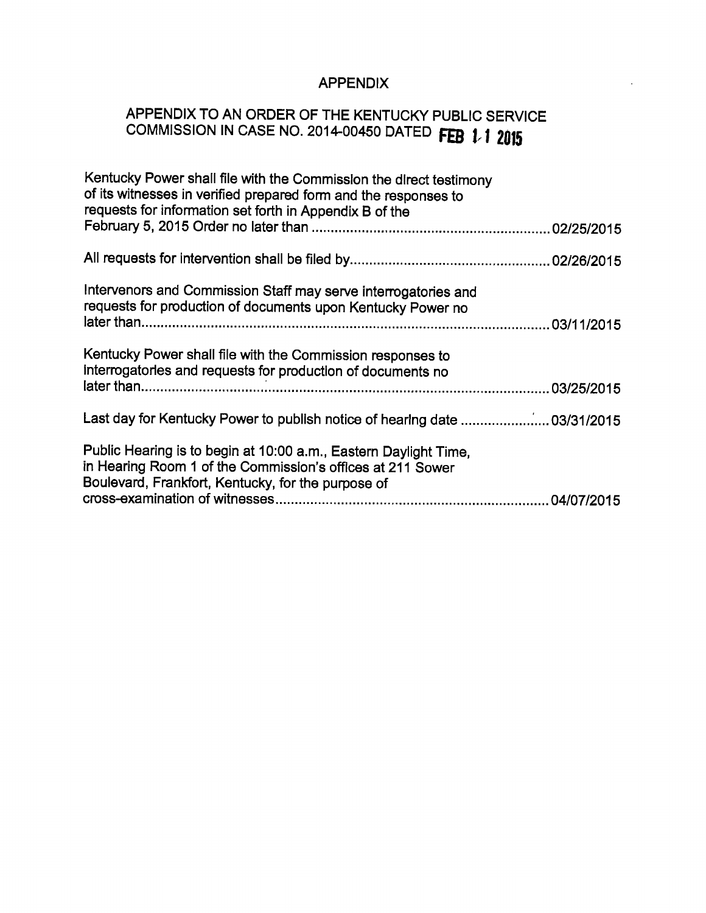# APPENDIX

## APPENDIX TO AN ORDER OF THE KENTUCKY PUBLIC SERVICE COMMISSION IN CASE NO. 2014-00450 DATED FEB 11 2015

Kentucky Power shall file with the Commission the direct testimony of its witnesses in verified prepared form and the responses to requests for information set forth in Appendix B of the February 5, 2015 Order no later than .......................................................... 02/25/2015

All requests for intervention shall be filed by.................................................. 02/26/2015

Intervenors and Commission Staff may serve interrogatories and requests for production of documents upon Kentucky Power no later than.................................................................................................. 03/11/2015

Kentucky Power shall file with the Commission responses to interrogatories and requests for production of documents no later than.................................................................................................. 03/25/2015

Last day for Kentucky Power to publish notice of hearing date ...................... 03/31/2015

Public Hearing is to begin at 10:00 a.m., Eastern Daylight Time, in Hearing Room 1 of the Commission's offices at 211 Sower Boulevard, Frankfort, Kentucky, for the purpose of cross-examination of witnesses...................................................................... 04/07/2015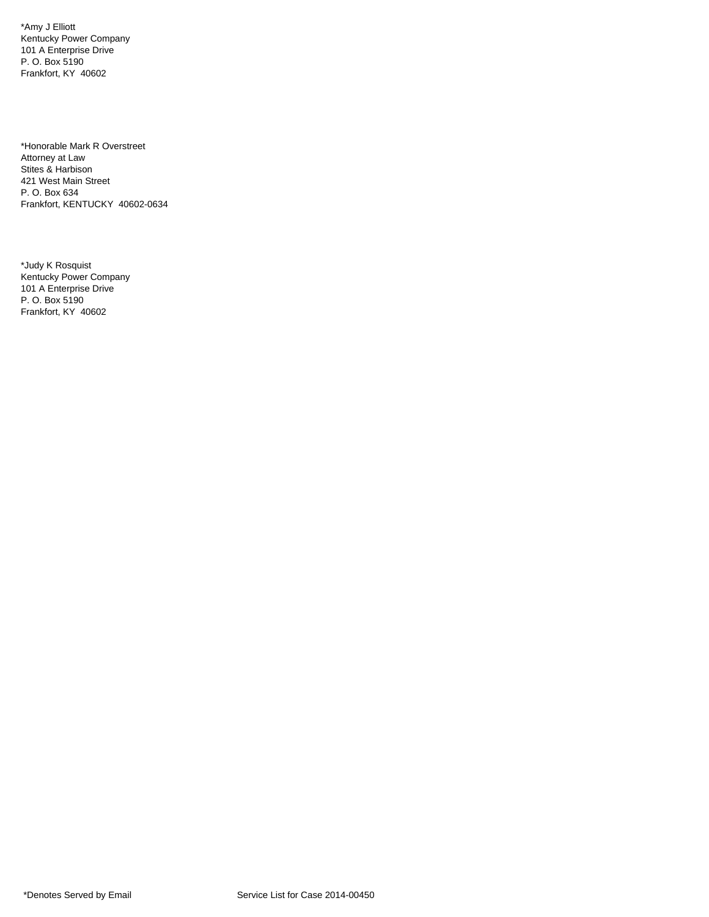*Amy J Elliott
Kentucky Power Company
101 A Enterprise Drive
P. O. Box 5190
Frankfort, KY  40602

*Honorable Mark R Overstreet
Attorney at Law
Stites & Harbison
421 West Main Street
P. O. Box 634
Frankfort, KENTUCKY  40602-0634

*Judy K Rosquist
Kentucky Power Company
101 A Enterprise Drive
P. O. Box 5190
Frankfort, KY  40602

*Denotes Served by Email

Service List for Case 2014-00450